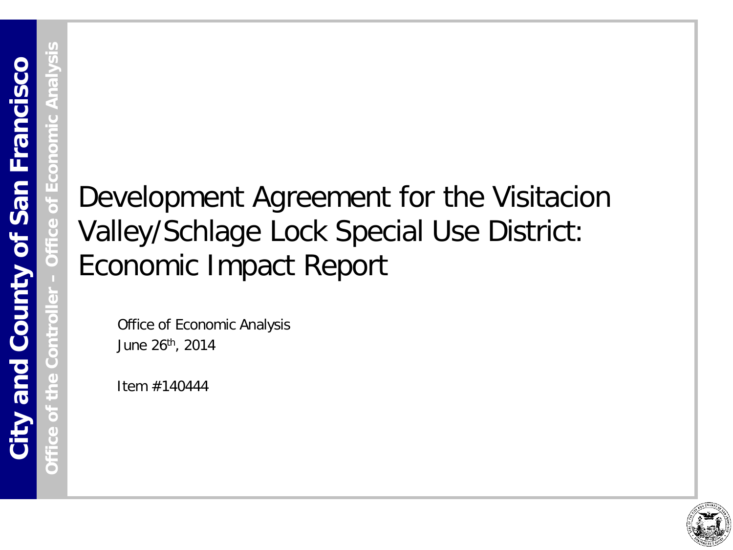# Development Agreement for the Visitacion Valley/Schlage Lock Special Use District: Economic Impact Report

Office of Economic Analysis
June 26th, 2014

Item #140444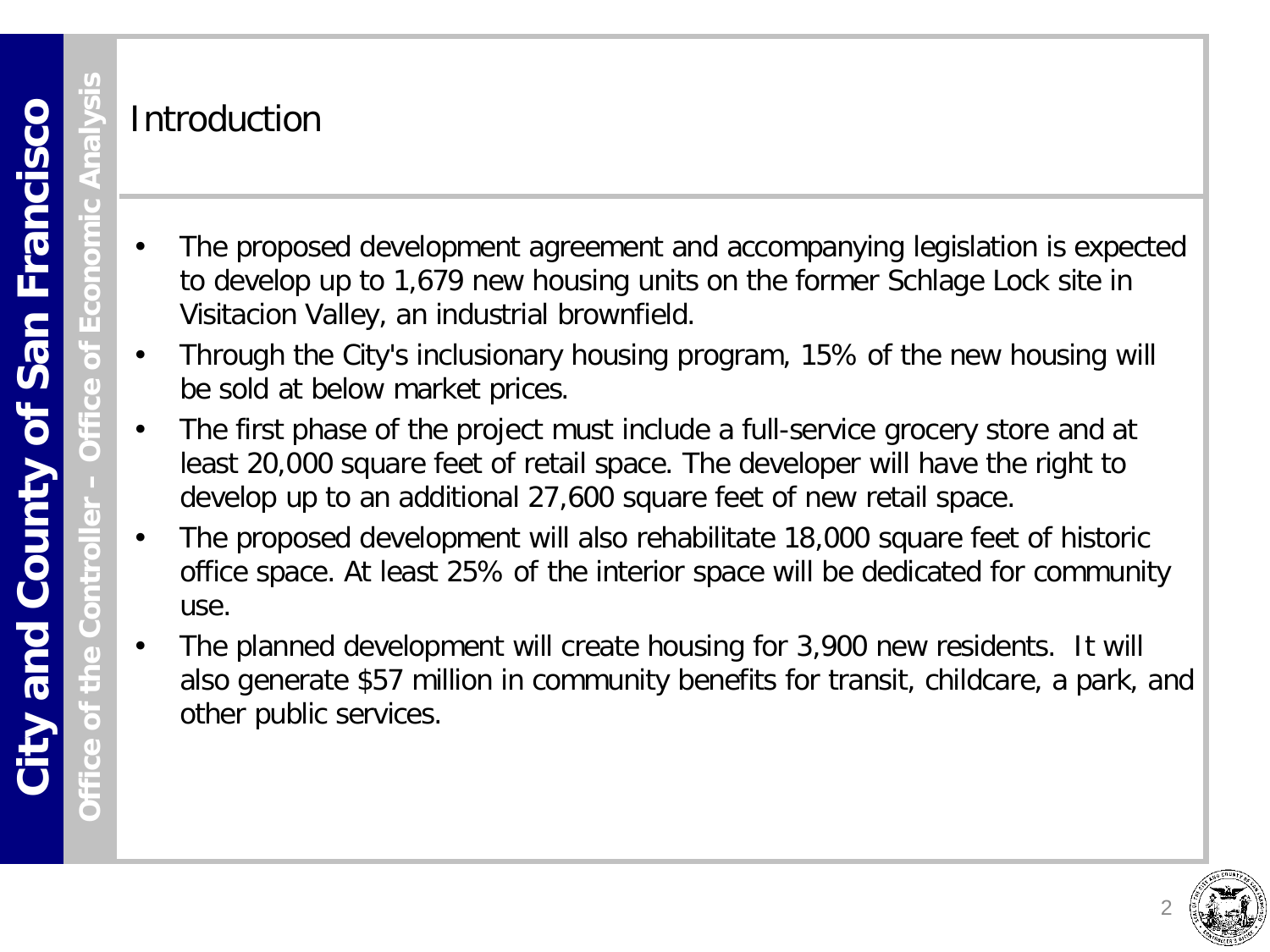## Introduction

- The proposed development agreement and accompanying legislation is expected to develop up to 1,679 new housing units on the former Schlage Lock site in Visitacion Valley, an industrial brownfield.
- Through the City's inclusionary housing program, 15% of the new housing will be sold at below market prices.
- The first phase of the project must include a full-service grocery store and at least 20,000 square feet of retail space. The developer will have the right to develop up to an additional 27,600 square feet of new retail space.
- The proposed development will also rehabilitate 18,000 square feet of historic office space. At least 25% of the interior space will be dedicated for community use.
- The planned development will create housing for 3,900 new residents. It will also generate $57 million in community benefits for transit, childcare, a park, and other public services.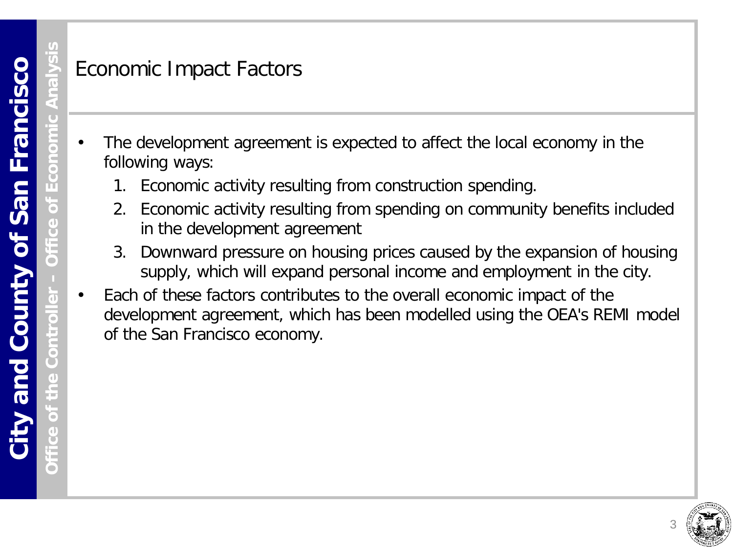# Economic Impact Factors

- The development agreement is expected to affect the local economy in the following ways:
  1. Economic activity resulting from construction spending.
  2. Economic activity resulting from spending on community benefits included in the development agreement
  3. Downward pressure on housing prices caused by the expansion of housing supply, which will expand personal income and employment in the city.
- Each of these factors contributes to the overall economic impact of the development agreement, which has been modelled using the OEA's REMI model of the San Francisco economy.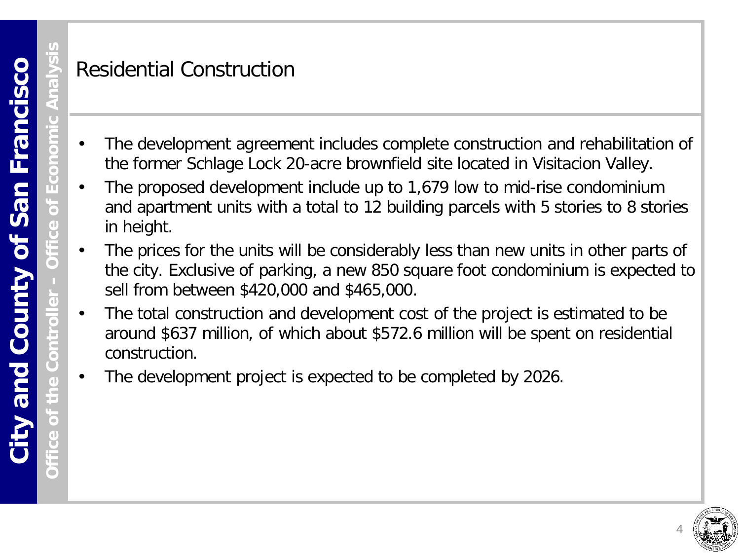# Residential Construction

- The development agreement includes complete construction and rehabilitation of the former Schlage Lock 20-acre brownfield site located in Visitacion Valley.
- The proposed development include up to 1,679 low to mid-rise condominium and apartment units with a total to 12 building parcels with 5 stories to 8 stories in height.
- The prices for the units will be considerably less than new units in other parts of the city. Exclusive of parking, a new 850 square foot condominium is expected to sell from between $420,000 and $465,000.
- The total construction and development cost of the project is estimated to be around $637 million, of which about $572.6 million will be spent on residential construction.
- The development project is expected to be completed by 2026.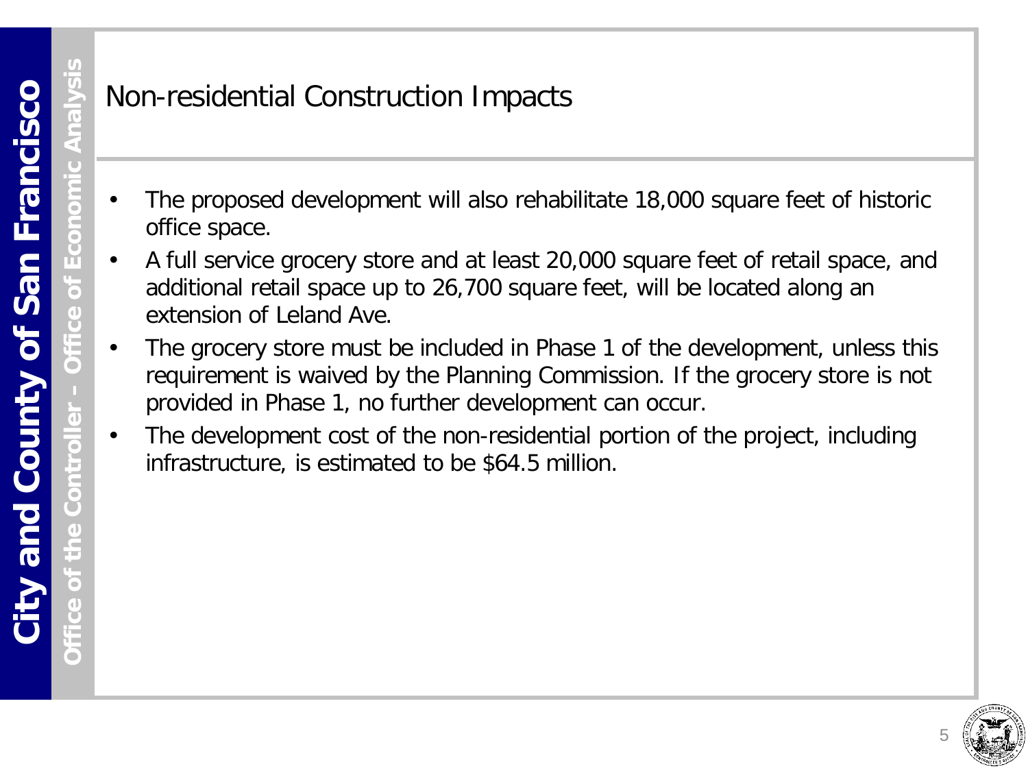# Non-residential Construction Impacts

- The proposed development will also rehabilitate 18,000 square feet of historic office space.
- A full service grocery store and at least 20,000 square feet of retail space, and additional retail space up to 26,700 square feet, will be located along an extension of Leland Ave.
- The grocery store must be included in Phase 1 of the development, unless this requirement is waived by the Planning Commission. If the grocery store is not provided in Phase 1, no further development can occur.
- The development cost of the non-residential portion of the project, including infrastructure, is estimated to be $64.5 million.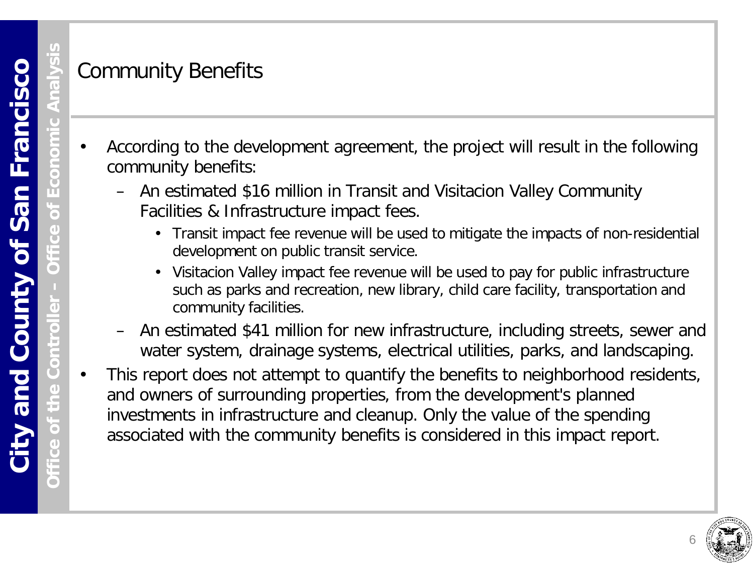# Community Benefits

- According to the development agreement, the project will result in the following community benefits:
  - An estimated $16 million in Transit and Visitacion Valley Community Facilities & Infrastructure impact fees.
    - Transit impact fee revenue will be used to mitigate the impacts of non-residential development on public transit service.
    - Visitacion Valley impact fee revenue will be used to pay for public infrastructure such as parks and recreation, new library, child care facility, transportation and community facilities.
  - An estimated $41 million for new infrastructure, including streets, sewer and water system, drainage systems, electrical utilities, parks, and landscaping.
- This report does not attempt to quantify the benefits to neighborhood residents, and owners of surrounding properties, from the development's planned investments in infrastructure and cleanup. Only the value of the spending associated with the community benefits is considered in this impact report.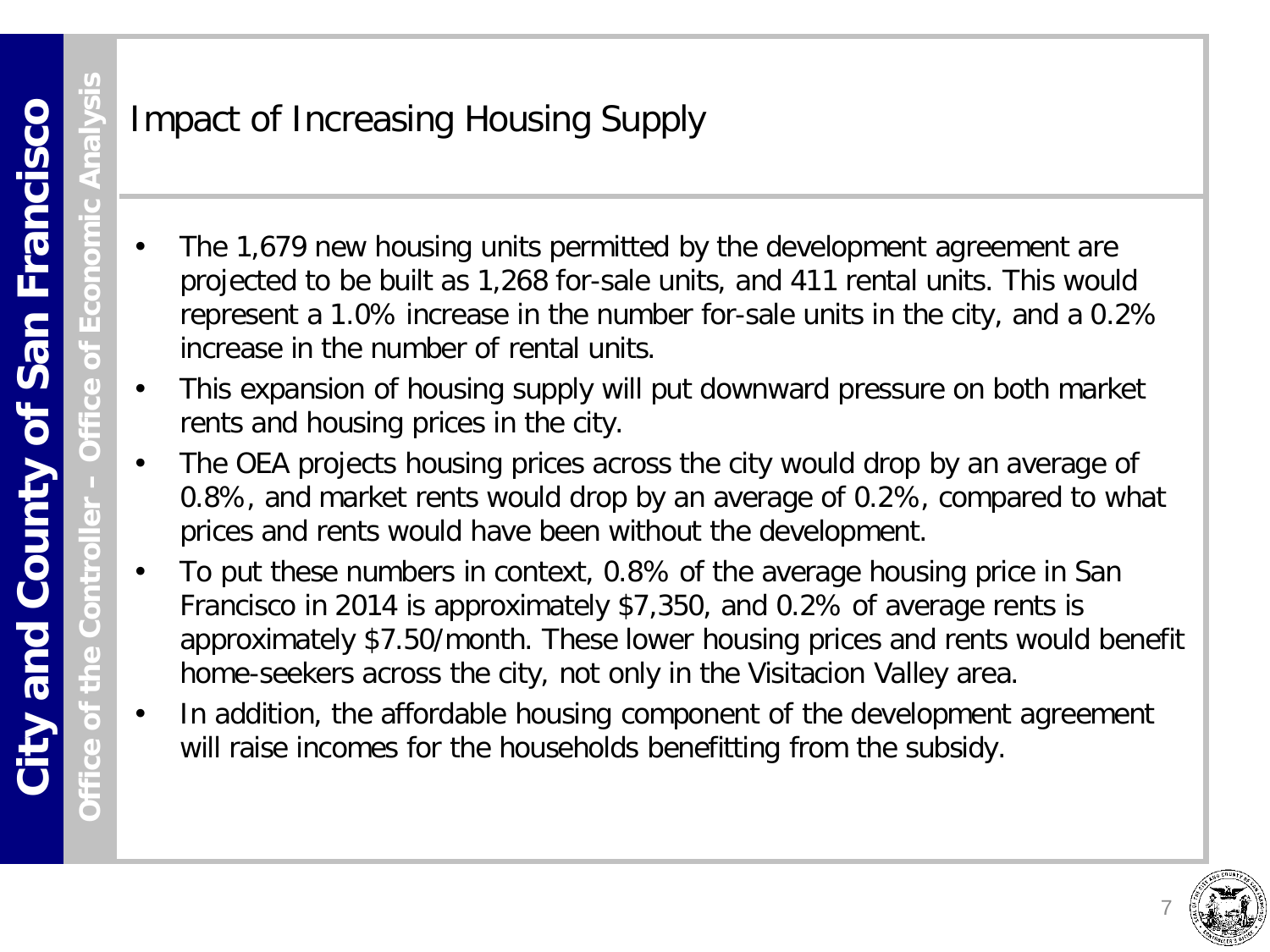# Impact of Increasing Housing Supply

- The 1,679 new housing units permitted by the development agreement are projected to be built as 1,268 for-sale units, and 411 rental units. This would represent a 1.0% increase in the number for-sale units in the city, and a 0.2% increase in the number of rental units.
- This expansion of housing supply will put downward pressure on both market rents and housing prices in the city.
- The OEA projects housing prices across the city would drop by an average of 0.8%, and market rents would drop by an average of 0.2%, compared to what prices and rents would have been without the development.
- To put these numbers in context, 0.8% of the average housing price in San Francisco in 2014 is approximately $7,350, and 0.2% of average rents is approximately $7.50/month. These lower housing prices and rents would benefit home-seekers across the city, not only in the Visitacion Valley area.
- In addition, the affordable housing component of the development agreement will raise incomes for the households benefitting from the subsidy.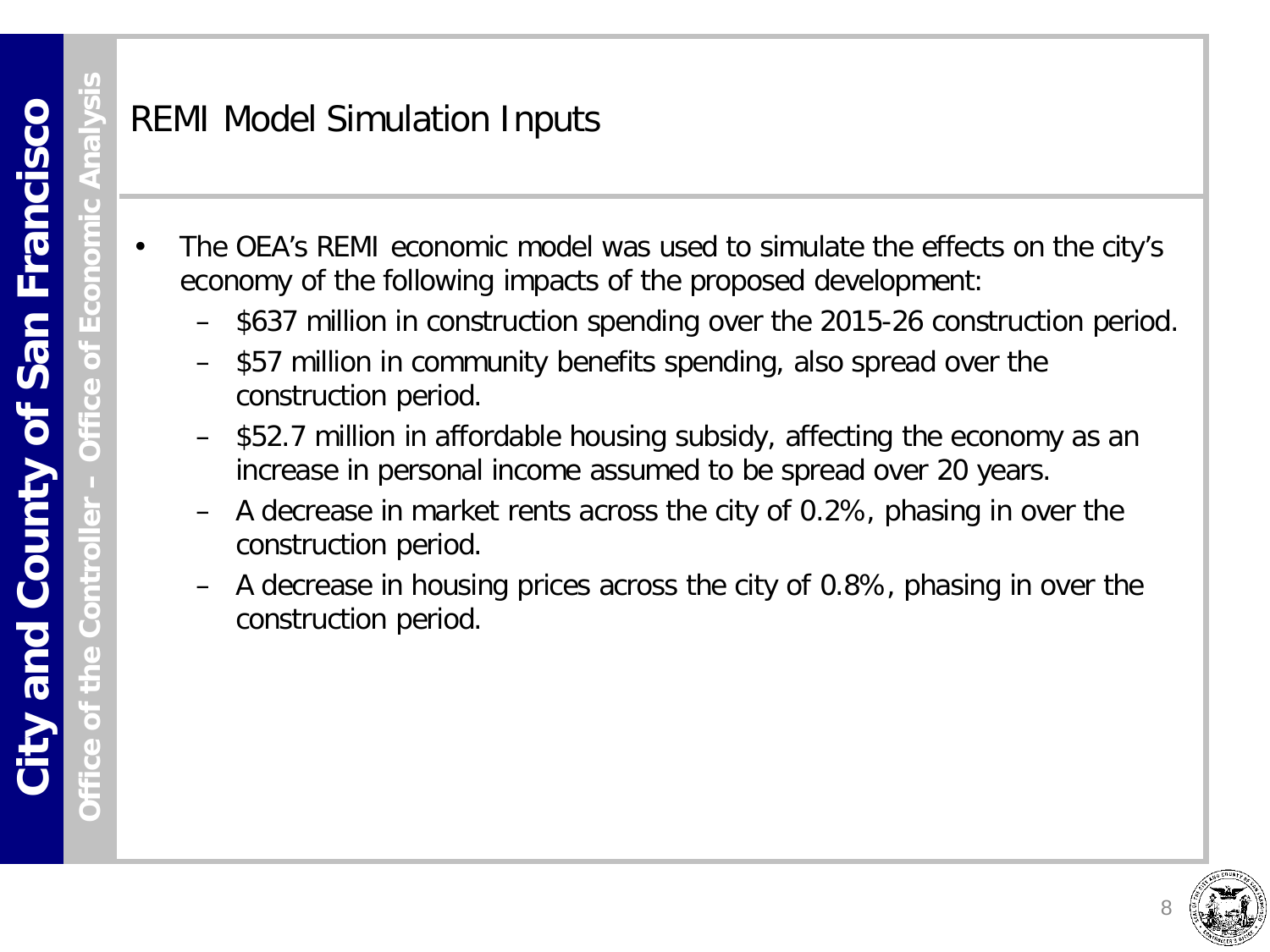# REMI Model Simulation Inputs

- The OEA's REMI economic model was used to simulate the effects on the city's economy of the following impacts of the proposed development:
  - $637 million in construction spending over the 2015-26 construction period.
  - $57 million in community benefits spending, also spread over the construction period.
  - $52.7 million in affordable housing subsidy, affecting the economy as an increase in personal income assumed to be spread over 20 years.
  - A decrease in market rents across the city of 0.2%, phasing in over the construction period.
  - A decrease in housing prices across the city of 0.8%, phasing in over the construction period.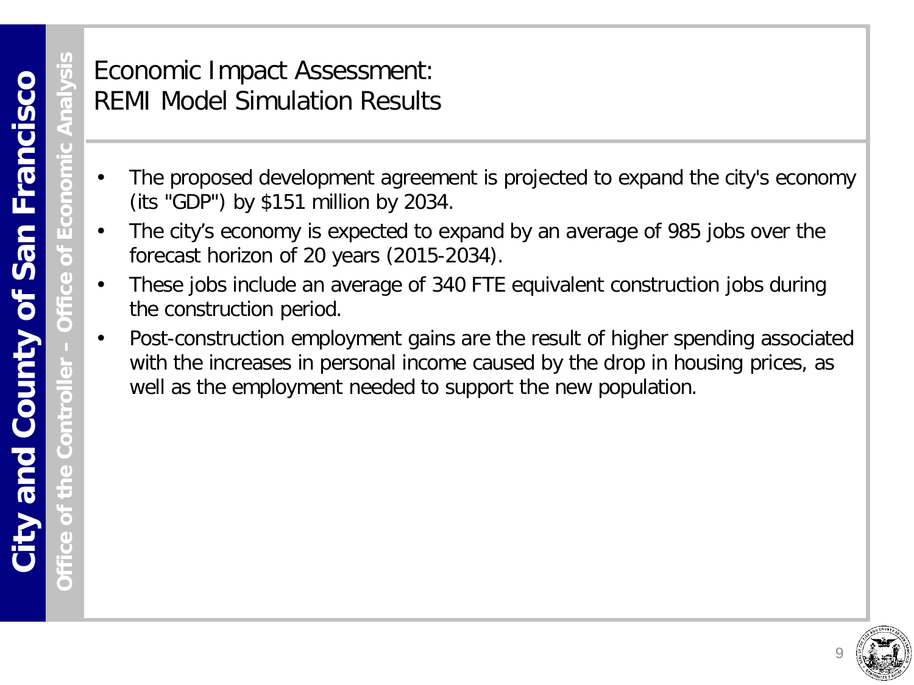# Economic Impact Assessment: REMI Model Simulation Results

- The proposed development agreement is projected to expand the city's economy (its "GDP") by $151 million by 2034.
- The city's economy is expected to expand by an average of 985 jobs over the forecast horizon of 20 years (2015-2034).
- These jobs include an average of 340 FTE equivalent construction jobs during the construction period.
- Post-construction employment gains are the result of higher spending associated with the increases in personal income caused by the drop in housing prices, as well as the employment needed to support the new population.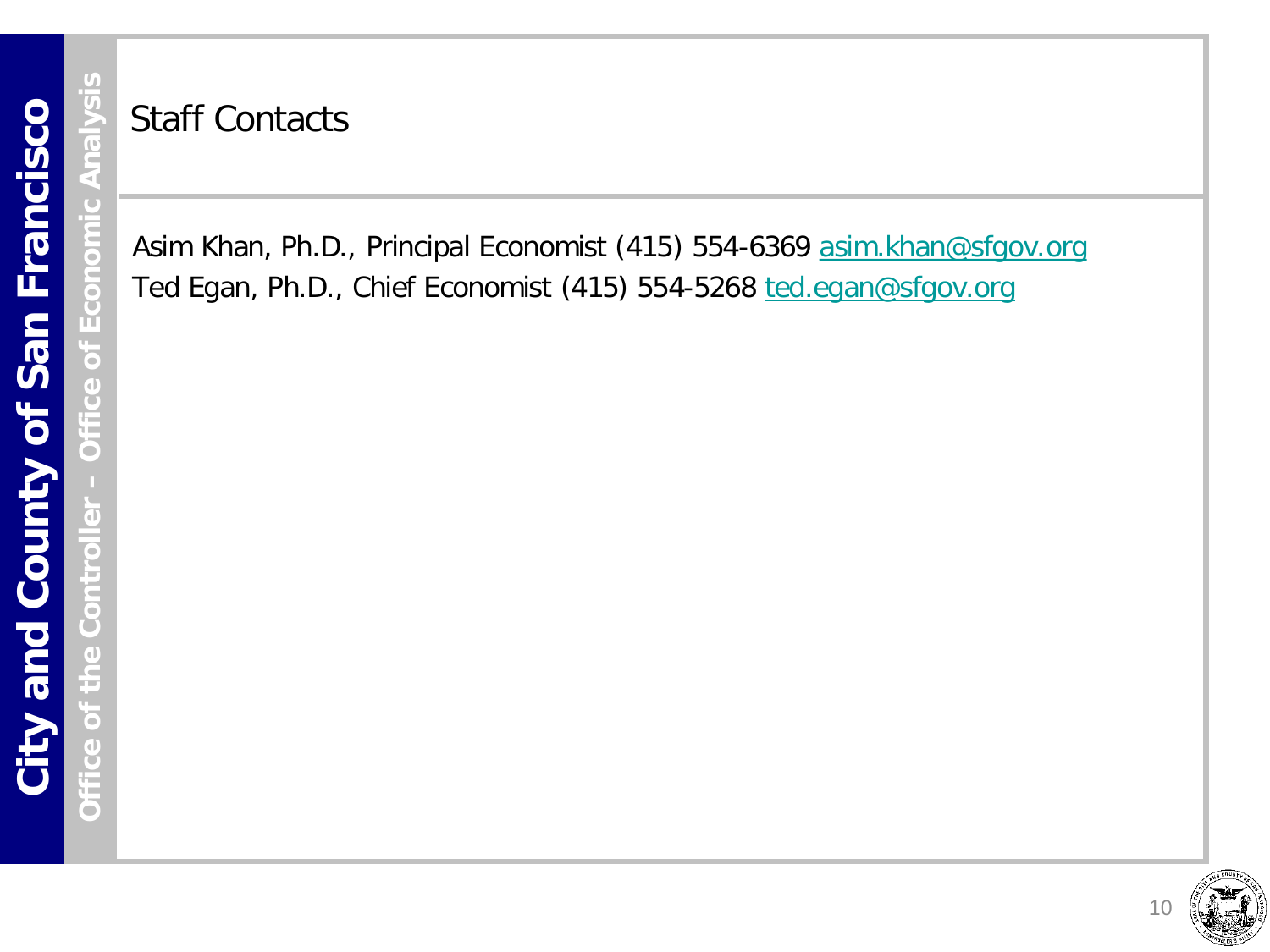## Staff Contacts

Asim Khan, Ph.D., Principal Economist (415) 554-6369 [asim.khan@sfgov.org](mailto:asim.khan@sfgov.org)
Ted Egan, Ph.D., Chief Economist (415) 554-5268 [ted.egan@sfgov.org](mailto:ted.egan@sfgov.org)